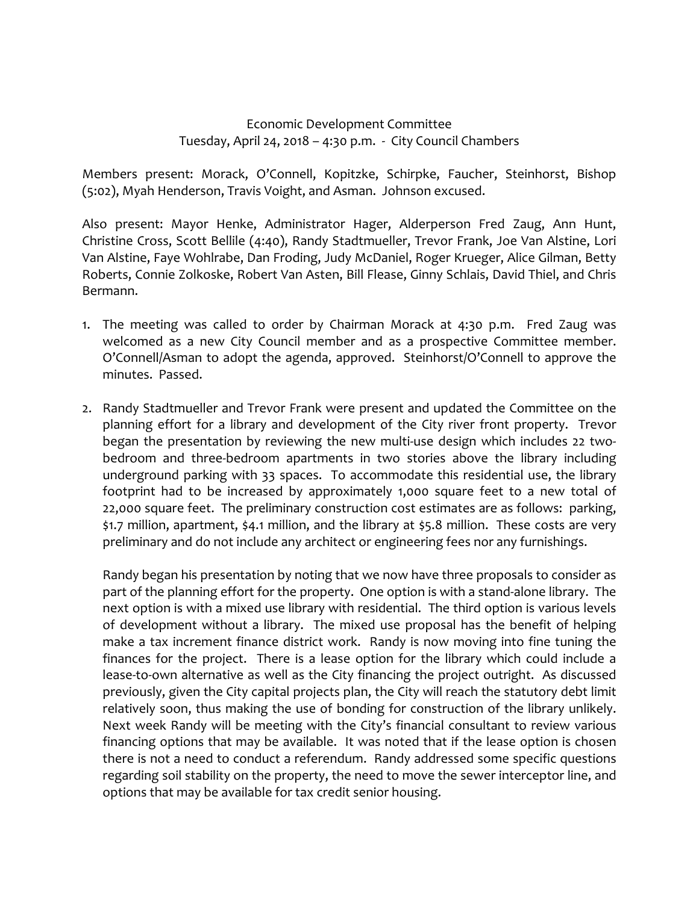Economic Development Committee
Tuesday, April 24, 2018 – 4:30 p.m. - City Council Chambers

Members present: Morack, O'Connell, Kopitzke, Schirpke, Faucher, Steinhorst, Bishop (5:02), Myah Henderson, Travis Voight, and Asman. Johnson excused.

Also present: Mayor Henke, Administrator Hager, Alderperson Fred Zaug, Ann Hunt, Christine Cross, Scott Bellile (4:40), Randy Stadtmueller, Trevor Frank, Joe Van Alstine, Lori Van Alstine, Faye Wohlrabe, Dan Froding, Judy McDaniel, Roger Krueger, Alice Gilman, Betty Roberts, Connie Zolkoske, Robert Van Asten, Bill Flease, Ginny Schlais, David Thiel, and Chris Bermann.

1. The meeting was called to order by Chairman Morack at 4:30 p.m. Fred Zaug was welcomed as a new City Council member and as a prospective Committee member. O'Connell/Asman to adopt the agenda, approved. Steinhorst/O'Connell to approve the minutes. Passed.

2. Randy Stadtmueller and Trevor Frank were present and updated the Committee on the planning effort for a library and development of the City river front property. Trevor began the presentation by reviewing the new multi-use design which includes 22 two-bedroom and three-bedroom apartments in two stories above the library including underground parking with 33 spaces. To accommodate this residential use, the library footprint had to be increased by approximately 1,000 square feet to a new total of 22,000 square feet. The preliminary construction cost estimates are as follows: parking, \$1.7 million, apartment, \$4.1 million, and the library at \$5.8 million. These costs are very preliminary and do not include any architect or engineering fees nor any furnishings.

   Randy began his presentation by noting that we now have three proposals to consider as part of the planning effort for the property. One option is with a stand-alone library. The next option is with a mixed use library with residential. The third option is various levels of development without a library. The mixed use proposal has the benefit of helping make a tax increment finance district work. Randy is now moving into fine tuning the finances for the project. There is a lease option for the library which could include a lease-to-own alternative as well as the City financing the project outright. As discussed previously, given the City capital projects plan, the City will reach the statutory debt limit relatively soon, thus making the use of bonding for construction of the library unlikely. Next week Randy will be meeting with the City's financial consultant to review various financing options that may be available. It was noted that if the lease option is chosen there is not a need to conduct a referendum. Randy addressed some specific questions regarding soil stability on the property, the need to move the sewer interceptor line, and options that may be available for tax credit senior housing.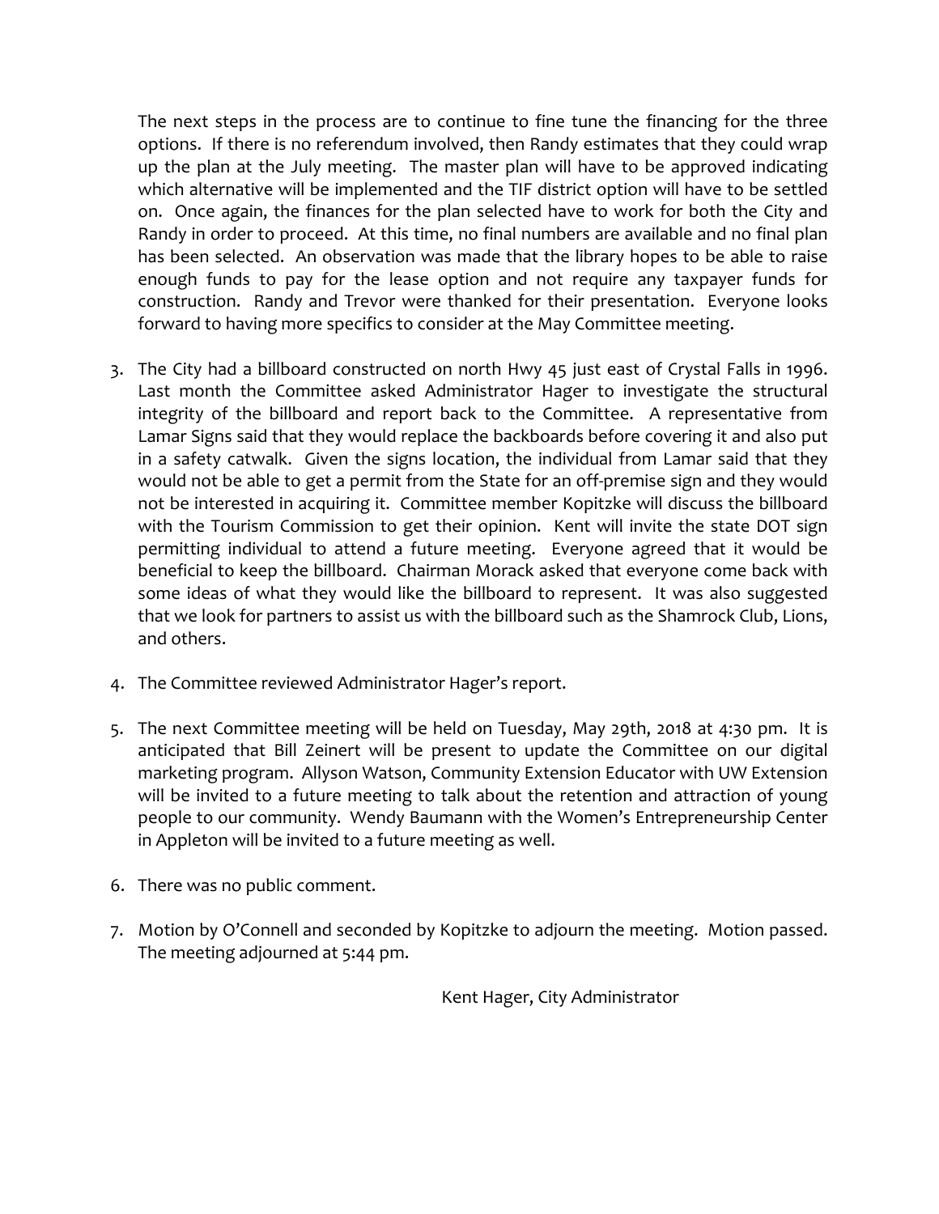The next steps in the process are to continue to fine tune the financing for the three options. If there is no referendum involved, then Randy estimates that they could wrap up the plan at the July meeting. The master plan will have to be approved indicating which alternative will be implemented and the TIF district option will have to be settled on. Once again, the finances for the plan selected have to work for both the City and Randy in order to proceed. At this time, no final numbers are available and no final plan has been selected. An observation was made that the library hopes to be able to raise enough funds to pay for the lease option and not require any taxpayer funds for construction. Randy and Trevor were thanked for their presentation. Everyone looks forward to having more specifics to consider at the May Committee meeting.

3. The City had a billboard constructed on north Hwy 45 just east of Crystal Falls in 1996. Last month the Committee asked Administrator Hager to investigate the structural integrity of the billboard and report back to the Committee. A representative from Lamar Signs said that they would replace the backboards before covering it and also put in a safety catwalk. Given the signs location, the individual from Lamar said that they would not be able to get a permit from the State for an off-premise sign and they would not be interested in acquiring it. Committee member Kopitzke will discuss the billboard with the Tourism Commission to get their opinion. Kent will invite the state DOT sign permitting individual to attend a future meeting. Everyone agreed that it would be beneficial to keep the billboard. Chairman Morack asked that everyone come back with some ideas of what they would like the billboard to represent. It was also suggested that we look for partners to assist us with the billboard such as the Shamrock Club, Lions, and others.

4. The Committee reviewed Administrator Hager's report.

5. The next Committee meeting will be held on Tuesday, May 29th, 2018 at 4:30 pm. It is anticipated that Bill Zeinert will be present to update the Committee on our digital marketing program. Allyson Watson, Community Extension Educator with UW Extension will be invited to a future meeting to talk about the retention and attraction of young people to our community. Wendy Baumann with the Women's Entrepreneurship Center in Appleton will be invited to a future meeting as well.

6. There was no public comment.

7. Motion by O'Connell and seconded by Kopitzke to adjourn the meeting. Motion passed. The meeting adjourned at 5:44 pm.

Kent Hager, City Administrator